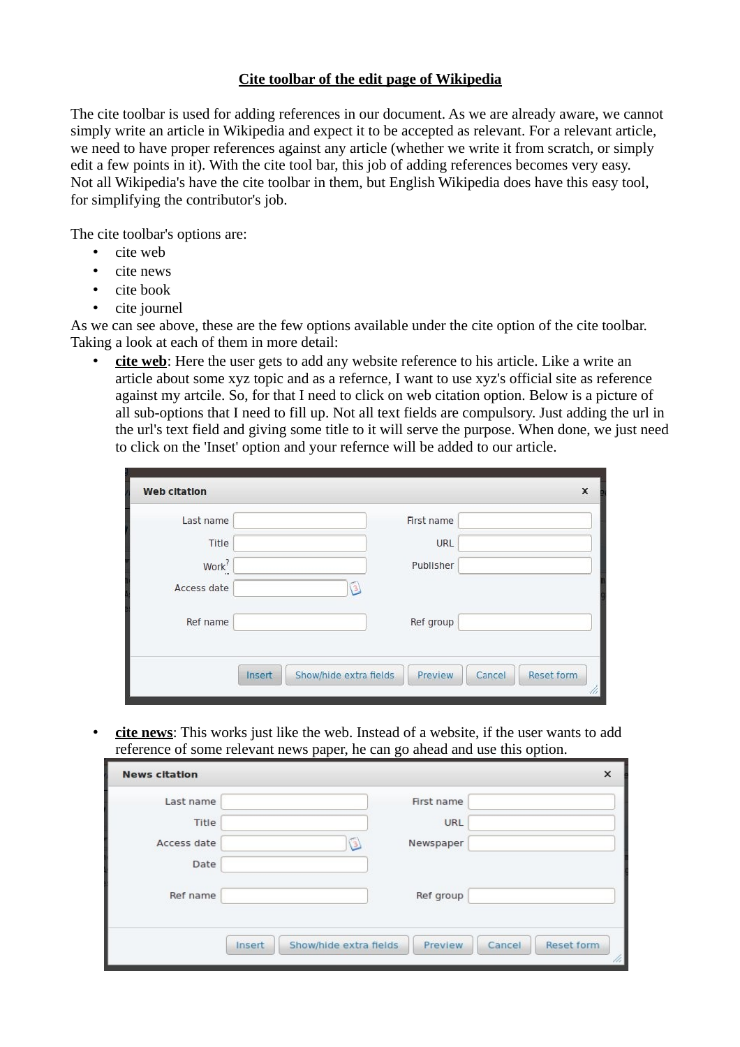**Cite toolbar of the edit page of Wikipedia**

The cite toolbar is used for adding references in our document. As we are already aware, we cannot simply write an article in Wikipedia and expect it to be accepted as relevant. For a relevant article, we need to have proper references against any article (whether we write it from scratch, or simply edit a few points in it). With the cite tool bar, this job of adding references becomes very easy. Not all Wikipedia's have the cite toolbar in them, but English Wikipedia does have this easy tool, for simplifying the contributor's job.

The cite toolbar's options are:

- cite web
- cite news
- cite book
- cite journel

As we can see above, these are the few options available under the cite option of the cite toolbar. Taking a look at each of them in more detail:

- **cite web**: Here the user gets to add any website reference to his article. Like a write an article about some xyz topic and as a refernce, I want to use xyz's official site as reference against my artcile. So, for that I need to click on web citation option. Below is a picture of all sub-options that I need to fill up. Not all text fields are compulsory. Just adding the url in the url's text field and giving some title to it will serve the purpose. When done, we just need to click on the 'Inset' option and your refernce will be added to our article.

- **cite news**: This works just like the web. Instead of a website, if the user wants to add reference of some relevant news paper, he can go ahead and use this option.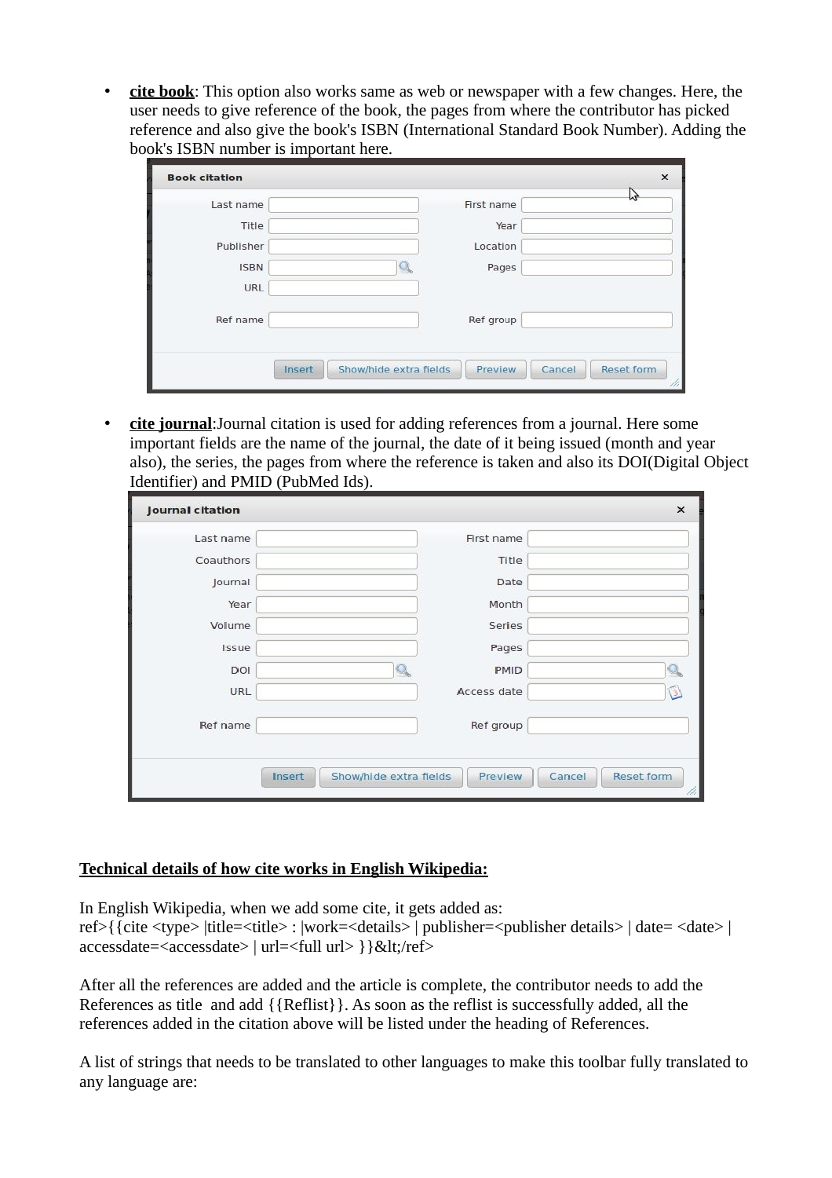- **cite book**: This option also works same as web or newspaper with a few changes. Here, the user needs to give reference of the book, the pages from where the contributor has picked reference and also give the book's ISBN (International Standard Book Number). Adding the book's ISBN number is important here.

- **cite journal**:Journal citation is used for adding references from a journal. Here some important fields are the name of the journal, the date of it being issued (month and year also), the series, the pages from where the reference is taken and also its DOI(Digital Object Identifier) and PMID (PubMed Ids).

**Technical details of how cite works in English Wikipedia:**

In English Wikipedia, when we add some cite, it gets added as:
ref>{{cite <type> |title=<title> : |work=<details> | publisher=<publisher details> | date= <date> | accessdate=<accessdate> | url=<full url> }}&lt;/ref>

After all the references are added and the article is complete, the contributor needs to add the References as title  and add {{Reflist}}. As soon as the reflist is successfully added, all the references added in the citation above will be listed under the heading of References.

A list of strings that needs to be translated to other languages to make this toolbar fully translated to any language are: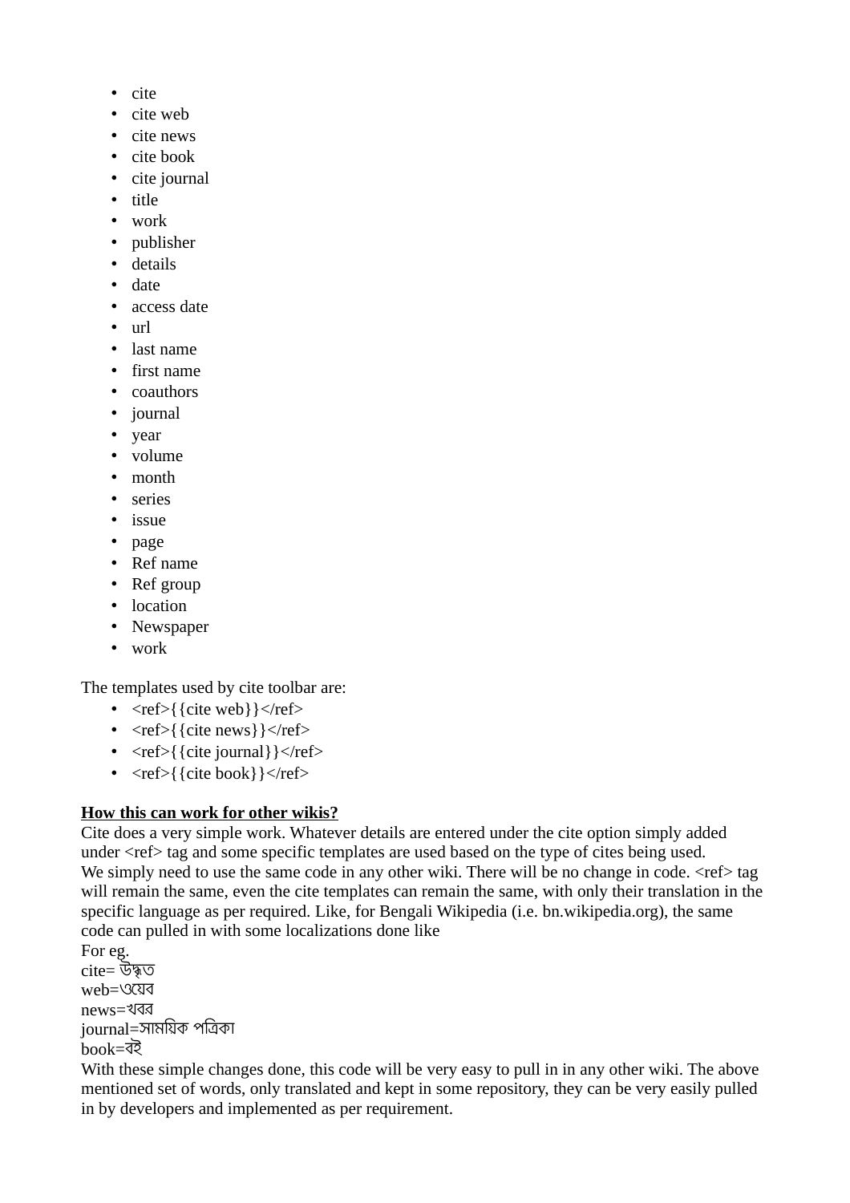- cite
- cite web
- cite news
- cite book
- cite journal
- title
- work
- publisher
- details
- date
- access date
- url
- last name
- first name
- coauthors
- journal
- year
- volume
- month
- series
- issue
- page
- Ref name
- Ref group
- location
- Newspaper
- work

The templates used by cite toolbar are:

- <ref>{{cite web}}</ref>
- <ref>{{cite news}}</ref>
- <ref>{{cite journal}}</ref>
- <ref>{{cite book}}</ref>

**How this can work for other wikis?**

Cite does a very simple work. Whatever details are entered under the cite option simply added under <ref> tag and some specific templates are used based on the type of cites being used.
We simply need to use the same code in any other wiki. There will be no change in code. <ref> tag will remain the same, even the cite templates can remain the same, with only their translation in the specific language as per required. Like, for Bengali Wikipedia (i.e. bn.wikipedia.org), the same code can pulled in with some localizations done like
For eg.
cite= উদ্ধৃত
web=ওয়েব
news=খবর
journal=সাময়িক পত্রিকা
book=বই
With these simple changes done, this code will be very easy to pull in in any other wiki. The above mentioned set of words, only translated and kept in some repository, they can be very easily pulled in by developers and implemented as per requirement.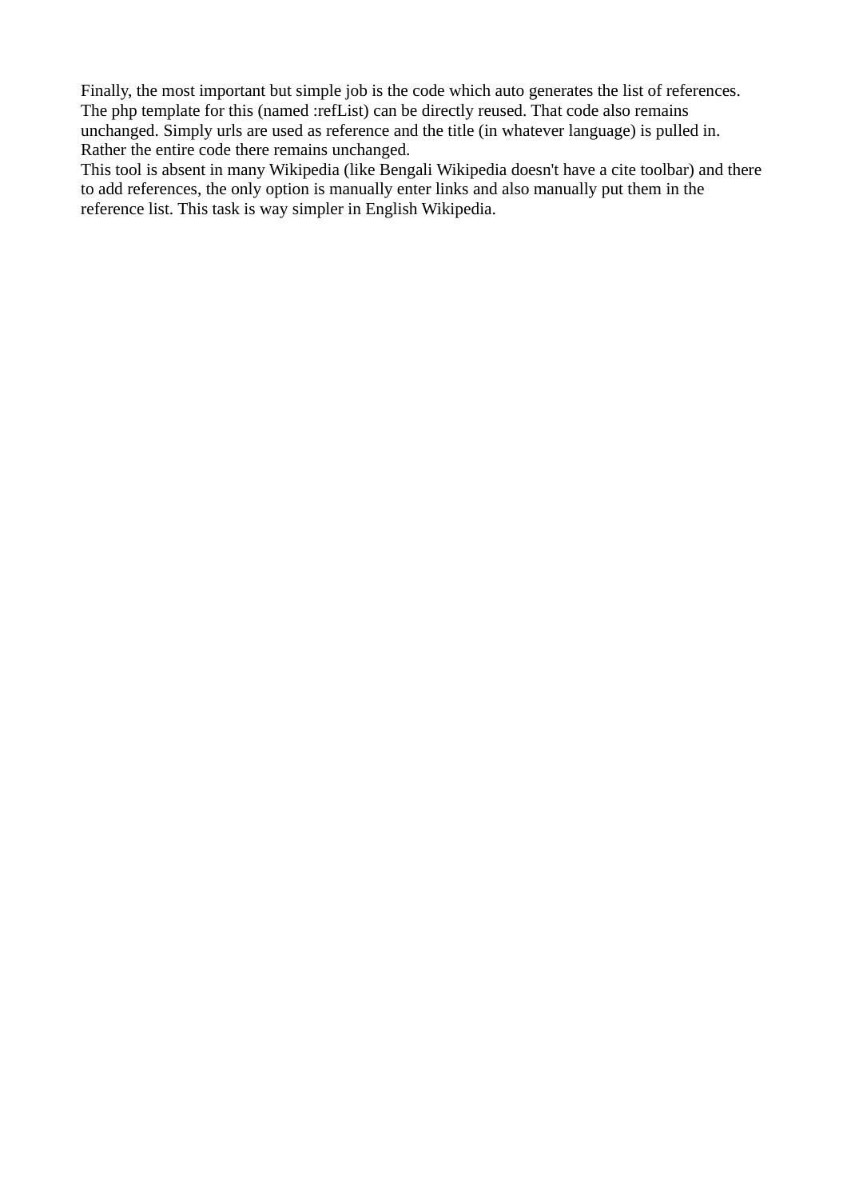Finally, the most important but simple job is the code which auto generates the list of references. The php template for this (named :refList) can be directly reused. That code also remains unchanged. Simply urls are used as reference and the title (in whatever language) is pulled in. Rather the entire code there remains unchanged.

This tool is absent in many Wikipedia (like Bengali Wikipedia doesn't have a cite toolbar) and there to add references, the only option is manually enter links and also manually put them in the reference list. This task is way simpler in English Wikipedia.